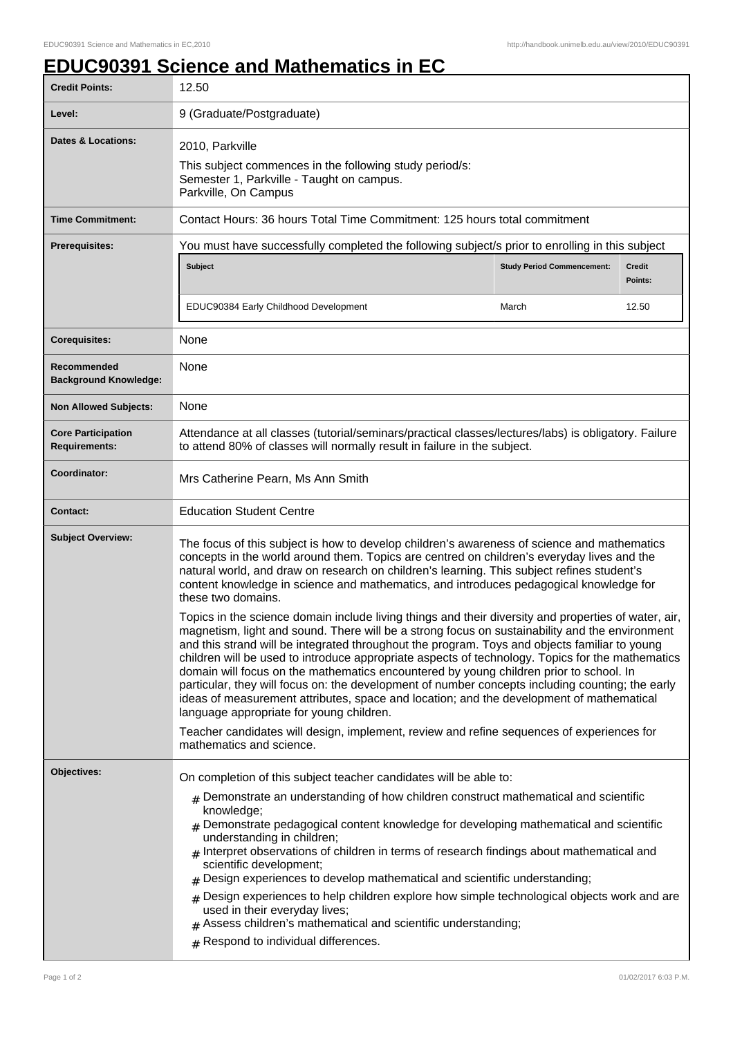# EDUC90391 Science and Mathematics in EC

| | |
|---|---|
| **Credit Points:** | 12.50 |
| **Level:** | 9 (Graduate/Postgraduate) |
| **Dates & Locations:** | 2010, Parkville<br><br>This subject commences in the following study period/s:<br>Semester 1, Parkville - Taught on campus.<br>Parkville, On Campus |
| **Time Commitment:** | Contact Hours: 36 hours Total Time Commitment: 125 hours total commitment |
| **Prerequisites:** | You must have successfully completed the following subject/s prior to enrolling in this subject<br><br>**Subject**: EDUC90384 Early Childhood Development; **Study Period Commencement**: March; **Credit Points**: 12.50 |
| **Corequisites:** | None |
| **Recommended Background Knowledge:** | None |
| **Non Allowed Subjects:** | None |
| **Core Participation Requirements:** | Attendance at all classes (tutorial/seminars/practical classes/lectures/labs) is obligatory. Failure to attend 80% of classes will normally result in failure in the subject. |
| **Coordinator:** | Mrs Catherine Pearn, Ms Ann Smith |
| **Contact:** | Education Student Centre |

## Subject Overview:

The focus of this subject is how to develop children's awareness of science and mathematics concepts in the world around them. Topics are centred on children's everyday lives and the natural world, and draw on research on children's learning. This subject refines student's content knowledge in science and mathematics, and introduces pedagogical knowledge for these two domains.

Topics in the science domain include living things and their diversity and properties of water, air, magnetism, light and sound. There will be a strong focus on sustainability and the environment and this strand will be integrated throughout the program. Toys and objects familiar to young children will be used to introduce appropriate aspects of technology. Topics for the mathematics domain will focus on the mathematics encountered by young children prior to school. In particular, they will focus on: the development of number concepts including counting; the early ideas of measurement attributes, space and location; and the development of mathematical language appropriate for young children.

Teacher candidates will design, implement, review and refine sequences of experiences for mathematics and science.

## Objectives:

On completion of this subject teacher candidates will be able to:

- Demonstrate an understanding of how children construct mathematical and scientific knowledge;
- Demonstrate pedagogical content knowledge for developing mathematical and scientific understanding in children;
- Interpret observations of children in terms of research findings about mathematical and scientific development;
- Design experiences to develop mathematical and scientific understanding;
- Design experiences to help children explore how simple technological objects work and are used in their everyday lives;
- Assess children's mathematical and scientific understanding;
- Respond to individual differences.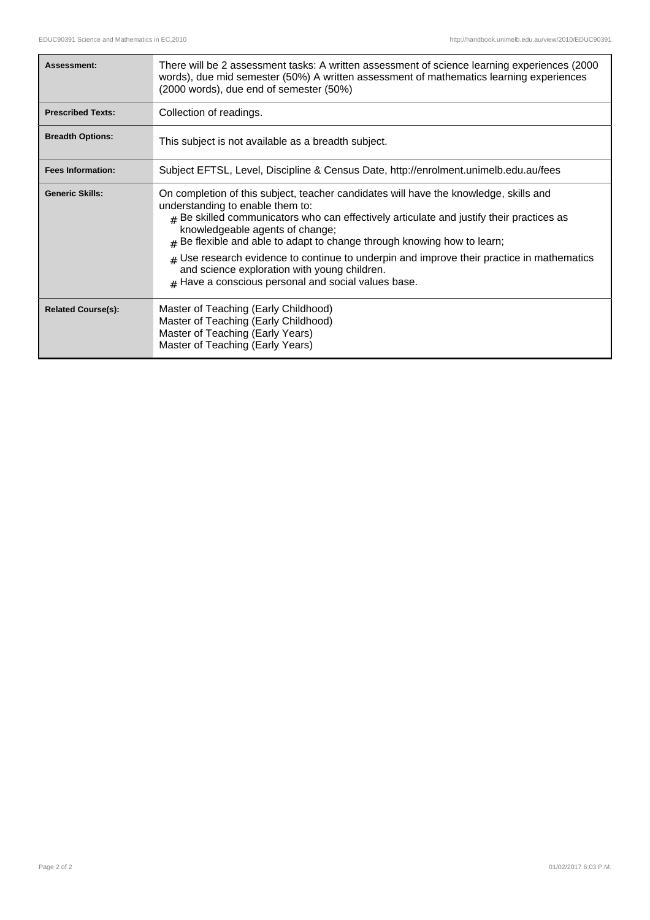| | |
|---|---|
| **Assessment:** | There will be 2 assessment tasks: A written assessment of science learning experiences (2000 words), due mid semester (50%) A written assessment of mathematics learning experiences (2000 words), due end of semester (50%) |
| **Prescribed Texts:** | Collection of readings. |
| **Breadth Options:** | This subject is not available as a breadth subject. |
| **Fees Information:** | Subject EFTSL, Level, Discipline & Census Date, http://enrolment.unimelb.edu.au/fees |
| **Generic Skills:** | On completion of this subject, teacher candidates will have the knowledge, skills and understanding to enable them to:<br># Be skilled communicators who can effectively articulate and justify their practices as knowledgeable agents of change;<br># Be flexible and able to adapt to change through knowing how to learn;<br># Use research evidence to continue to underpin and improve their practice in mathematics and science exploration with young children.<br># Have a conscious personal and social values base. |
| **Related Course(s):** | Master of Teaching (Early Childhood)<br>Master of Teaching (Early Childhood)<br>Master of Teaching (Early Years)<br>Master of Teaching (Early Years) |